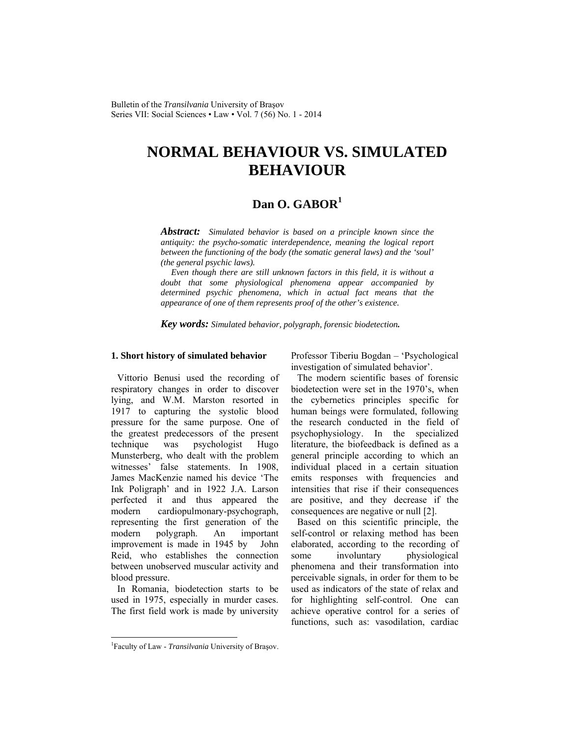# NORMAL BEHAVIOUR VS. SIMULATED BEHAVIOUR

**Dan O. GABOR**[1]

***Abstract:*** *Simulated behavior is based on a principle known since the antiquity: the psycho-somatic interdependence, meaning the logical report between the functioning of the body (the somatic general laws) and the 'soul' (the general psychic laws).*

*Even though there are still unknown factors in this field, it is without a doubt that some physiological phenomena appear accompanied by determined psychic phenomena, which in actual fact means that the appearance of one of them represents proof of the other's existence.*

***Key words:*** *Simulated behavior, polygraph, forensic biodetection.*

## 1. Short history of simulated behavior

Vittorio Benusi used the recording of respiratory changes in order to discover lying, and W.M. Marston resorted in 1917 to capturing the systolic blood pressure for the same purpose. One of the greatest predecessors of the present technique was psychologist Hugo Munsterberg, who dealt with the problem witnesses' false statements. In 1908, James MacKenzie named his device 'The Ink Poligraph' and in 1922 J.A. Larson perfected it and thus appeared the modern cardiopulmonary-psychograph, representing the first generation of the modern polygraph. An important improvement is made in 1945 by John Reid, who establishes the connection between unobserved muscular activity and blood pressure.

In Romania, biodetection starts to be used in 1975, especially in murder cases. The first field work is made by university Professor Tiberiu Bogdan – 'Psychological investigation of simulated behavior'.

The modern scientific bases of forensic biodetection were set in the 1970's, when the cybernetics principles specific for human beings were formulated, following the research conducted in the field of psychophysiology. In the specialized literature, the biofeedback is defined as a general principle according to which an individual placed in a certain situation emits responses with frequencies and intensities that rise if their consequences are positive, and they decrease if the consequences are negative or null [2].

Based on this scientific principle, the self-control or relaxing method has been elaborated, according to the recording of some involuntary physiological phenomena and their transformation into perceivable signals, in order for them to be used as indicators of the state of relax and for highlighting self-control. One can achieve operative control for a series of functions, such as: vasodilation, cardiac

[1]Faculty of Law - *Transilvania* University of Braşov.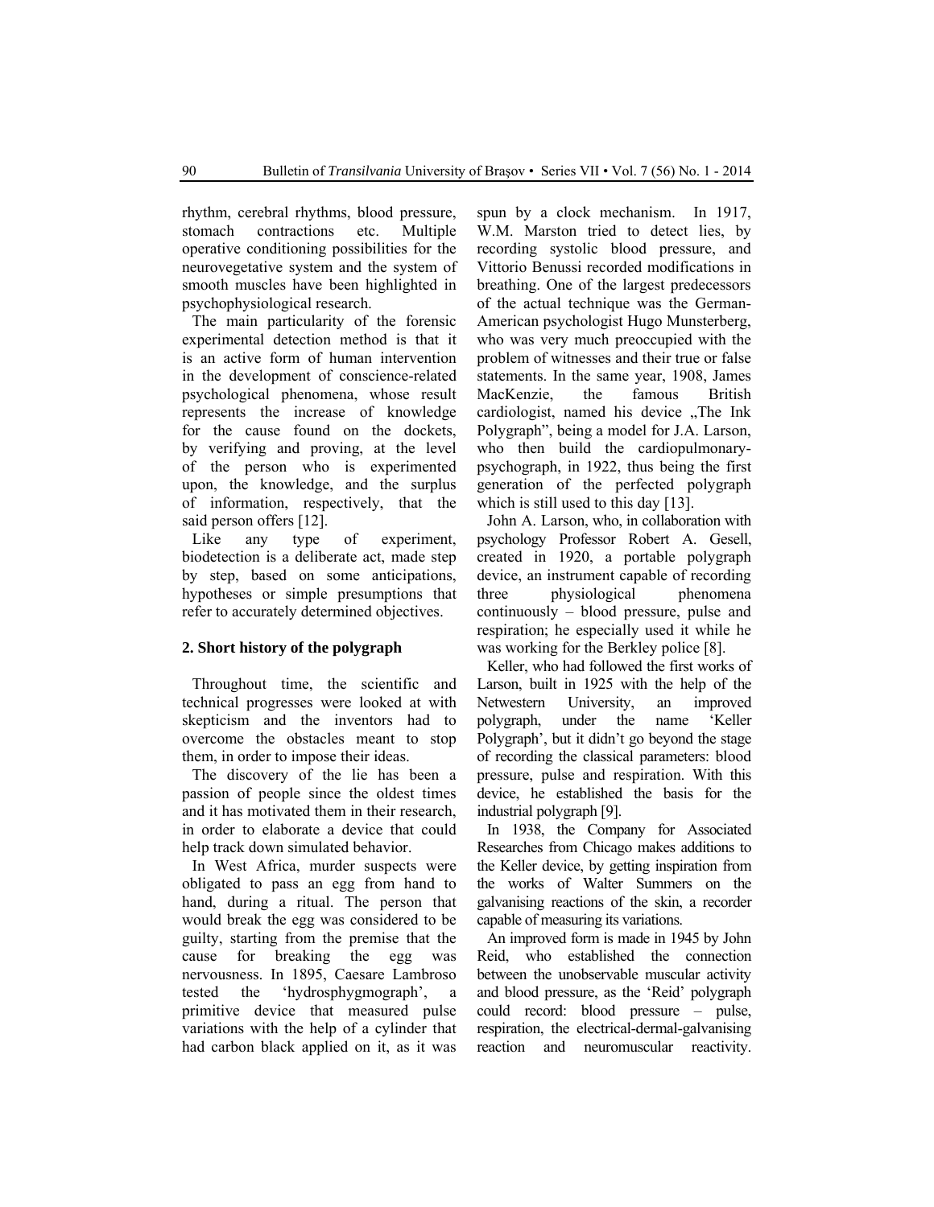rhythm, cerebral rhythms, blood pressure, stomach contractions etc. Multiple operative conditioning possibilities for the neurovegetative system and the system of smooth muscles have been highlighted in psychophysiological research.

The main particularity of the forensic experimental detection method is that it is an active form of human intervention in the development of conscience-related psychological phenomena, whose result represents the increase of knowledge for the cause found on the dockets, by verifying and proving, at the level of the person who is experimented upon, the knowledge, and the surplus of information, respectively, that the said person offers [12].

Like any type of experiment, biodetection is a deliberate act, made step by step, based on some anticipations, hypotheses or simple presumptions that refer to accurately determined objectives.

## 2. Short history of the polygraph

Throughout time, the scientific and technical progresses were looked at with skepticism and the inventors had to overcome the obstacles meant to stop them, in order to impose their ideas.

The discovery of the lie has been a passion of people since the oldest times and it has motivated them in their research, in order to elaborate a device that could help track down simulated behavior.

In West Africa, murder suspects were obligated to pass an egg from hand to hand, during a ritual. The person that would break the egg was considered to be guilty, starting from the premise that the cause for breaking the egg was nervousness. In 1895, Caesare Lambroso tested the 'hydrosphygmograph', a primitive device that measured pulse variations with the help of a cylinder that had carbon black applied on it, as it was spun by a clock mechanism. In 1917, W.M. Marston tried to detect lies, by recording systolic blood pressure, and Vittorio Benussi recorded modifications in breathing. One of the largest predecessors of the actual technique was the German-American psychologist Hugo Munsterberg, who was very much preoccupied with the problem of witnesses and their true or false statements. In the same year, 1908, James MacKenzie, the famous British cardiologist, named his device „The Ink Polygraph", being a model for J.A. Larson, who then build the cardiopulmonary-psychograph, in 1922, thus being the first generation of the perfected polygraph which is still used to this day [13].

John A. Larson, who, in collaboration with psychology Professor Robert A. Gesell, created in 1920, a portable polygraph device, an instrument capable of recording three physiological phenomena continuously – blood pressure, pulse and respiration; he especially used it while he was working for the Berkley police [8].

Keller, who had followed the first works of Larson, built in 1925 with the help of the Netwestern University, an improved polygraph, under the name 'Keller Polygraph', but it didn't go beyond the stage of recording the classical parameters: blood pressure, pulse and respiration. With this device, he established the basis for the industrial polygraph [9].

In 1938, the Company for Associated Researches from Chicago makes additions to the Keller device, by getting inspiration from the works of Walter Summers on the galvanising reactions of the skin, a recorder capable of measuring its variations.

An improved form is made in 1945 by John Reid, who established the connection between the unobservable muscular activity and blood pressure, as the 'Reid' polygraph could record: blood pressure – pulse, respiration, the electrical-dermal-galvanising reaction and neuromuscular reactivity.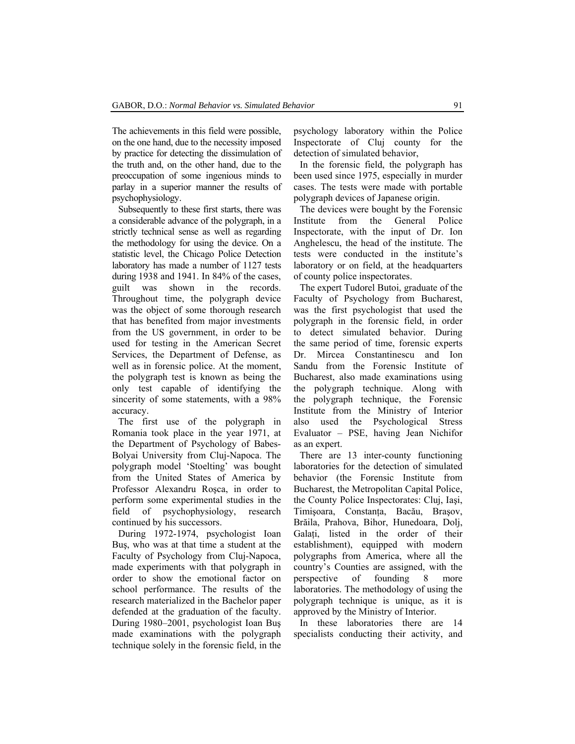The achievements in this field were possible, on the one hand, due to the necessity imposed by practice for detecting the dissimulation of the truth and, on the other hand, due to the preoccupation of some ingenious minds to parlay in a superior manner the results of psychophysiology.

Subsequently to these first starts, there was a considerable advance of the polygraph, in a strictly technical sense as well as regarding the methodology for using the device. On a statistic level, the Chicago Police Detection laboratory has made a number of 1127 tests during 1938 and 1941. In 84% of the cases, guilt was shown in the records. Throughout time, the polygraph device was the object of some thorough research that has benefited from major investments from the US government, in order to be used for testing in the American Secret Services, the Department of Defense, as well as in forensic police. At the moment, the polygraph test is known as being the only test capable of identifying the sincerity of some statements, with a 98% accuracy.

The first use of the polygraph in Romania took place in the year 1971, at the Department of Psychology of Babes-Bolyai University from Cluj-Napoca. The polygraph model 'Stoelting' was bought from the United States of America by Professor Alexandru Roşca, in order to perform some experimental studies in the field of psychophysiology, research continued by his successors.

During 1972-1974, psychologist Ioan Buş, who was at that time a student at the Faculty of Psychology from Cluj-Napoca, made experiments with that polygraph in order to show the emotional factor on school performance. The results of the research materialized in the Bachelor paper defended at the graduation of the faculty. During 1980–2001, psychologist Ioan Buş made examinations with the polygraph technique solely in the forensic field, in the psychology laboratory within the Police Inspectorate of Cluj county for the detection of simulated behavior,

In the forensic field, the polygraph has been used since 1975, especially in murder cases. The tests were made with portable polygraph devices of Japanese origin.

The devices were bought by the Forensic Institute from the General Police Inspectorate, with the input of Dr. Ion Anghelescu, the head of the institute. The tests were conducted in the institute's laboratory or on field, at the headquarters of county police inspectorates.

The expert Tudorel Butoi, graduate of the Faculty of Psychology from Bucharest, was the first psychologist that used the polygraph in the forensic field, in order to detect simulated behavior. During the same period of time, forensic experts Dr. Mircea Constantinescu and Ion Sandu from the Forensic Institute of Bucharest, also made examinations using the polygraph technique. Along with the polygraph technique, the Forensic Institute from the Ministry of Interior also used the Psychological Stress Evaluator – PSE, having Jean Nichifor as an expert.

There are 13 inter-county functioning laboratories for the detection of simulated behavior (the Forensic Institute from Bucharest, the Metropolitan Capital Police, the County Police Inspectorates: Cluj, Iaşi, Timişoara, Constanța, Bacău, Braşov, Brăila, Prahova, Bihor, Hunedoara, Dolj, Galați, listed in the order of their establishment), equipped with modern polygraphs from America, where all the country's Counties are assigned, with the perspective of founding 8 more laboratories. The methodology of using the polygraph technique is unique, as it is approved by the Ministry of Interior.

In these laboratories there are 14 specialists conducting their activity, and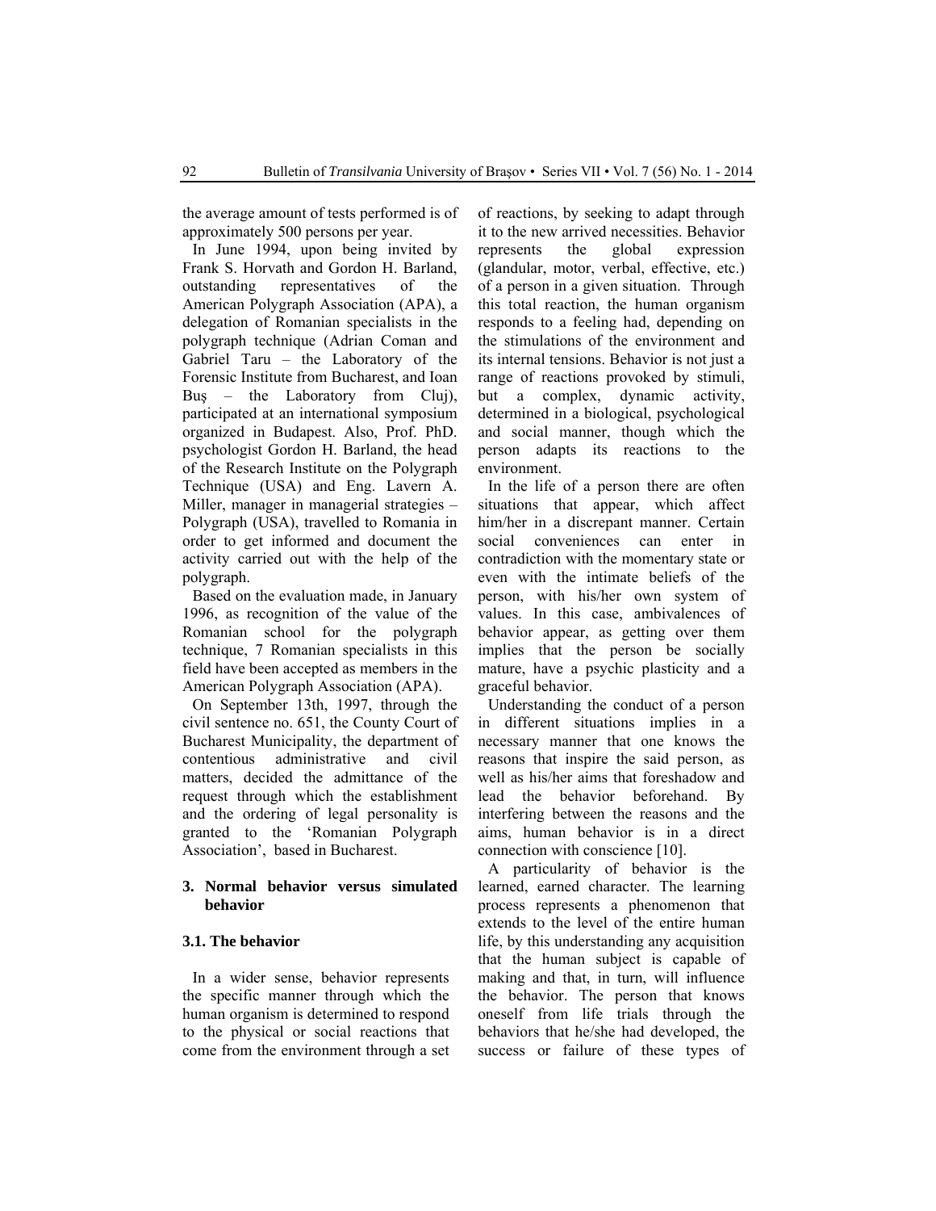the average amount of tests performed is of approximately 500 persons per year.

In June 1994, upon being invited by Frank S. Horvath and Gordon H. Barland, outstanding representatives of the American Polygraph Association (APA), a delegation of Romanian specialists in the polygraph technique (Adrian Coman and Gabriel Taru – the Laboratory of the Forensic Institute from Bucharest, and Ioan Buş – the Laboratory from Cluj), participated at an international symposium organized in Budapest. Also, Prof. PhD. psychologist Gordon H. Barland, the head of the Research Institute on the Polygraph Technique (USA) and Eng. Lavern A. Miller, manager in managerial strategies – Polygraph (USA), travelled to Romania in order to get informed and document the activity carried out with the help of the polygraph.

Based on the evaluation made, in January 1996, as recognition of the value of the Romanian school for the polygraph technique, 7 Romanian specialists in this field have been accepted as members in the American Polygraph Association (APA).

On September 13th, 1997, through the civil sentence no. 651, the County Court of Bucharest Municipality, the department of contentious administrative and civil matters, decided the admittance of the request through which the establishment and the ordering of legal personality is granted to the 'Romanian Polygraph Association', based in Bucharest.

## 3. Normal behavior versus simulated behavior

### 3.1. The behavior

In a wider sense, behavior represents the specific manner through which the human organism is determined to respond to the physical or social reactions that come from the environment through a set of reactions, by seeking to adapt through it to the new arrived necessities. Behavior represents the global expression (glandular, motor, verbal, effective, etc.) of a person in a given situation. Through this total reaction, the human organism responds to a feeling had, depending on the stimulations of the environment and its internal tensions. Behavior is not just a range of reactions provoked by stimuli, but a complex, dynamic activity, determined in a biological, psychological and social manner, though which the person adapts its reactions to the environment.

In the life of a person there are often situations that appear, which affect him/her in a discrepant manner. Certain social conveniences can enter in contradiction with the momentary state or even with the intimate beliefs of the person, with his/her own system of values. In this case, ambivalences of behavior appear, as getting over them implies that the person be socially mature, have a psychic plasticity and a graceful behavior.

Understanding the conduct of a person in different situations implies in a necessary manner that one knows the reasons that inspire the said person, as well as his/her aims that foreshadow and lead the behavior beforehand. By interfering between the reasons and the aims, human behavior is in a direct connection with conscience [10].

A particularity of behavior is the learned, earned character. The learning process represents a phenomenon that extends to the level of the entire human life, by this understanding any acquisition that the human subject is capable of making and that, in turn, will influence the behavior. The person that knows oneself from life trials through the behaviors that he/she had developed, the success or failure of these types of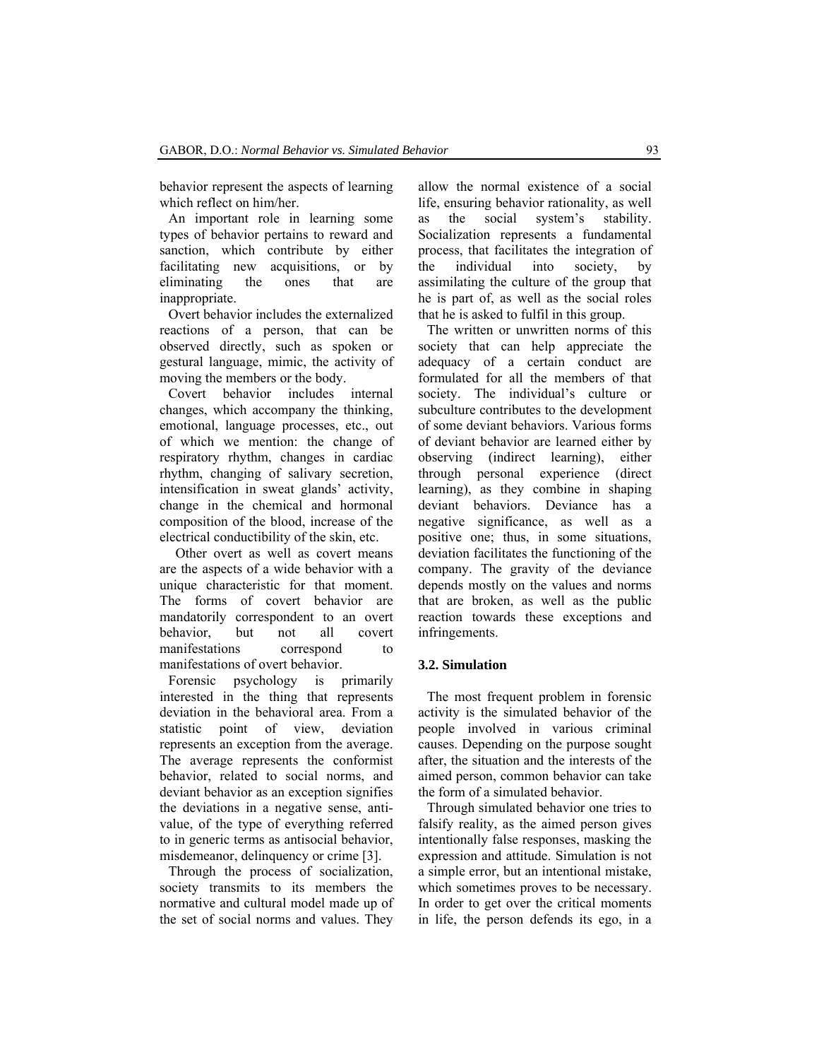behavior represent the aspects of learning which reflect on him/her.

An important role in learning some types of behavior pertains to reward and sanction, which contribute by either facilitating new acquisitions, or by eliminating the ones that are inappropriate.

Overt behavior includes the externalized reactions of a person, that can be observed directly, such as spoken or gestural language, mimic, the activity of moving the members or the body.

Covert behavior includes internal changes, which accompany the thinking, emotional, language processes, etc., out of which we mention: the change of respiratory rhythm, changes in cardiac rhythm, changing of salivary secretion, intensification in sweat glands' activity, change in the chemical and hormonal composition of the blood, increase of the electrical conductibility of the skin, etc.

Other overt as well as covert means are the aspects of a wide behavior with a unique characteristic for that moment. The forms of covert behavior are mandatorily correspondent to an overt behavior, but not all covert manifestations correspond to manifestations of overt behavior.

Forensic psychology is primarily interested in the thing that represents deviation in the behavioral area. From a statistic point of view, deviation represents an exception from the average. The average represents the conformist behavior, related to social norms, and deviant behavior as an exception signifies the deviations in a negative sense, anti-value, of the type of everything referred to in generic terms as antisocial behavior, misdemeanor, delinquency or crime [3].

Through the process of socialization, society transmits to its members the normative and cultural model made up of the set of social norms and values. They allow the normal existence of a social life, ensuring behavior rationality, as well as the social system's stability. Socialization represents a fundamental process, that facilitates the integration of the individual into society, by assimilating the culture of the group that he is part of, as well as the social roles that he is asked to fulfil in this group.

The written or unwritten norms of this society that can help appreciate the adequacy of a certain conduct are formulated for all the members of that society. The individual's culture or subculture contributes to the development of some deviant behaviors. Various forms of deviant behavior are learned either by observing (indirect learning), either through personal experience (direct learning), as they combine in shaping deviant behaviors. Deviance has a negative significance, as well as a positive one; thus, in some situations, deviation facilitates the functioning of the company. The gravity of the deviance depends mostly on the values and norms that are broken, as well as the public reaction towards these exceptions and infringements.

### 3.2. Simulation

The most frequent problem in forensic activity is the simulated behavior of the people involved in various criminal causes. Depending on the purpose sought after, the situation and the interests of the aimed person, common behavior can take the form of a simulated behavior.

Through simulated behavior one tries to falsify reality, as the aimed person gives intentionally false responses, masking the expression and attitude. Simulation is not a simple error, but an intentional mistake, which sometimes proves to be necessary. In order to get over the critical moments in life, the person defends its ego, in a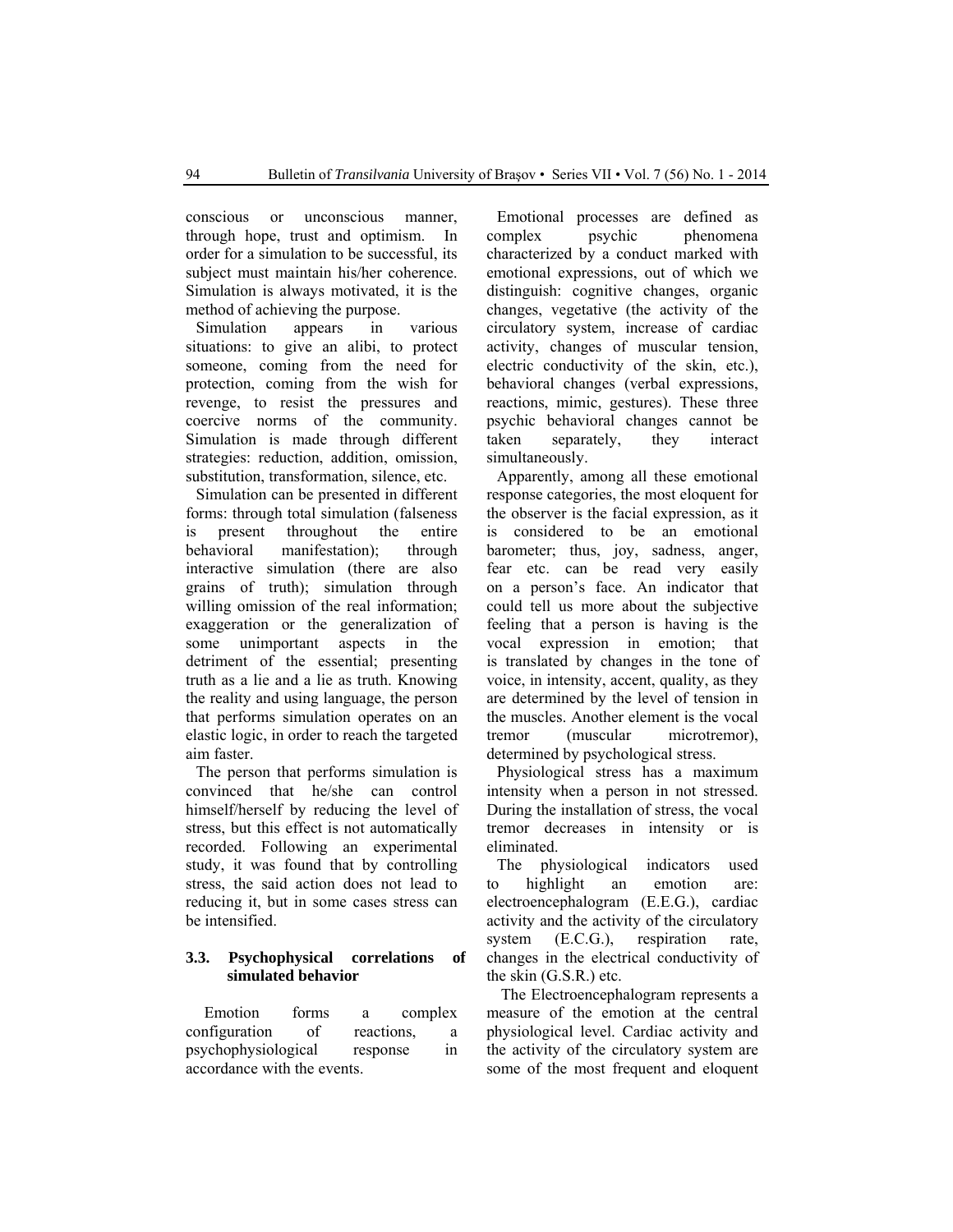conscious or unconscious manner, through hope, trust and optimism. In order for a simulation to be successful, its subject must maintain his/her coherence. Simulation is always motivated, it is the method of achieving the purpose.

Simulation appears in various situations: to give an alibi, to protect someone, coming from the need for protection, coming from the wish for revenge, to resist the pressures and coercive norms of the community. Simulation is made through different strategies: reduction, addition, omission, substitution, transformation, silence, etc.

Simulation can be presented in different forms: through total simulation (falseness is present throughout the entire behavioral manifestation); through interactive simulation (there are also grains of truth); simulation through willing omission of the real information; exaggeration or the generalization of some unimportant aspects in the detriment of the essential; presenting truth as a lie and a lie as truth. Knowing the reality and using language, the person that performs simulation operates on an elastic logic, in order to reach the targeted aim faster.

The person that performs simulation is convinced that he/she can control himself/herself by reducing the level of stress, but this effect is not automatically recorded. Following an experimental study, it was found that by controlling stress, the said action does not lead to reducing it, but in some cases stress can be intensified.

### 3.3. Psychophysical correlations of simulated behavior

Emotion forms a complex configuration of reactions, a psychophysiological response in accordance with the events.

Emotional processes are defined as complex psychic phenomena characterized by a conduct marked with emotional expressions, out of which we distinguish: cognitive changes, organic changes, vegetative (the activity of the circulatory system, increase of cardiac activity, changes of muscular tension, electric conductivity of the skin, etc.), behavioral changes (verbal expressions, reactions, mimic, gestures). These three psychic behavioral changes cannot be taken separately, they interact simultaneously.

Apparently, among all these emotional response categories, the most eloquent for the observer is the facial expression, as it is considered to be an emotional barometer; thus, joy, sadness, anger, fear etc. can be read very easily on a person's face. An indicator that could tell us more about the subjective feeling that a person is having is the vocal expression in emotion; that is translated by changes in the tone of voice, in intensity, accent, quality, as they are determined by the level of tension in the muscles. Another element is the vocal tremor (muscular microtremor), determined by psychological stress.

Physiological stress has a maximum intensity when a person in not stressed. During the installation of stress, the vocal tremor decreases in intensity or is eliminated.

The physiological indicators used to highlight an emotion are: electroencephalogram (E.E.G.), cardiac activity and the activity of the circulatory system (E.C.G.), respiration rate, changes in the electrical conductivity of the skin (G.S.R.) etc.

The Electroencephalogram represents a measure of the emotion at the central physiological level. Cardiac activity and the activity of the circulatory system are some of the most frequent and eloquent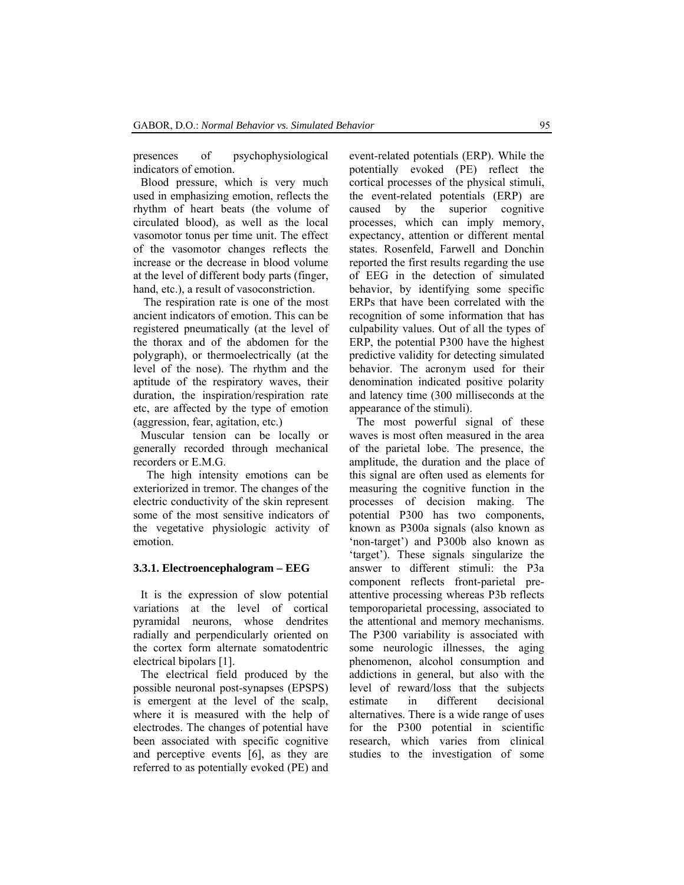presences of psychophysiological indicators of emotion.

Blood pressure, which is very much used in emphasizing emotion, reflects the rhythm of heart beats (the volume of circulated blood), as well as the local vasomotor tonus per time unit. The effect of the vasomotor changes reflects the increase or the decrease in blood volume at the level of different body parts (finger, hand, etc.), a result of vasoconstriction.

The respiration rate is one of the most ancient indicators of emotion. This can be registered pneumatically (at the level of the thorax and of the abdomen for the polygraph), or thermoelectrically (at the level of the nose). The rhythm and the aptitude of the respiratory waves, their duration, the inspiration/respiration rate etc, are affected by the type of emotion (aggression, fear, agitation, etc.)

Muscular tension can be locally or generally recorded through mechanical recorders or E.M.G.

The high intensity emotions can be exteriorized in tremor. The changes of the electric conductivity of the skin represent some of the most sensitive indicators of the vegetative physiologic activity of emotion.

### 3.3.1. Electroencephalogram – EEG

It is the expression of slow potential variations at the level of cortical pyramidal neurons, whose dendrites radially and perpendicularly oriented on the cortex form alternate somatodentric electrical bipolars [1].

The electrical field produced by the possible neuronal post-synapses (EPSPS) is emergent at the level of the scalp, where it is measured with the help of electrodes. The changes of potential have been associated with specific cognitive and perceptive events [6], as they are referred to as potentially evoked (PE) and event-related potentials (ERP). While the potentially evoked (PE) reflect the cortical processes of the physical stimuli, the event-related potentials (ERP) are caused by the superior cognitive processes, which can imply memory, expectancy, attention or different mental states. Rosenfeld, Farwell and Donchin reported the first results regarding the use of EEG in the detection of simulated behavior, by identifying some specific ERPs that have been correlated with the recognition of some information that has culpability values. Out of all the types of ERP, the potential P300 have the highest predictive validity for detecting simulated behavior. The acronym used for their denomination indicated positive polarity and latency time (300 milliseconds at the appearance of the stimuli).

The most powerful signal of these waves is most often measured in the area of the parietal lobe. The presence, the amplitude, the duration and the place of this signal are often used as elements for measuring the cognitive function in the processes of decision making. The potential P300 has two components, known as P300a signals (also known as 'non-target') and P300b also known as 'target'). These signals singularize the answer to different stimuli: the P3a component reflects front-parietal pre-attentive processing whereas P3b reflects temporoparietal processing, associated to the attentional and memory mechanisms. The P300 variability is associated with some neurologic illnesses, the aging phenomenon, alcohol consumption and addictions in general, but also with the level of reward/loss that the subjects estimate in different decisional alternatives. There is a wide range of uses for the P300 potential in scientific research, which varies from clinical studies to the investigation of some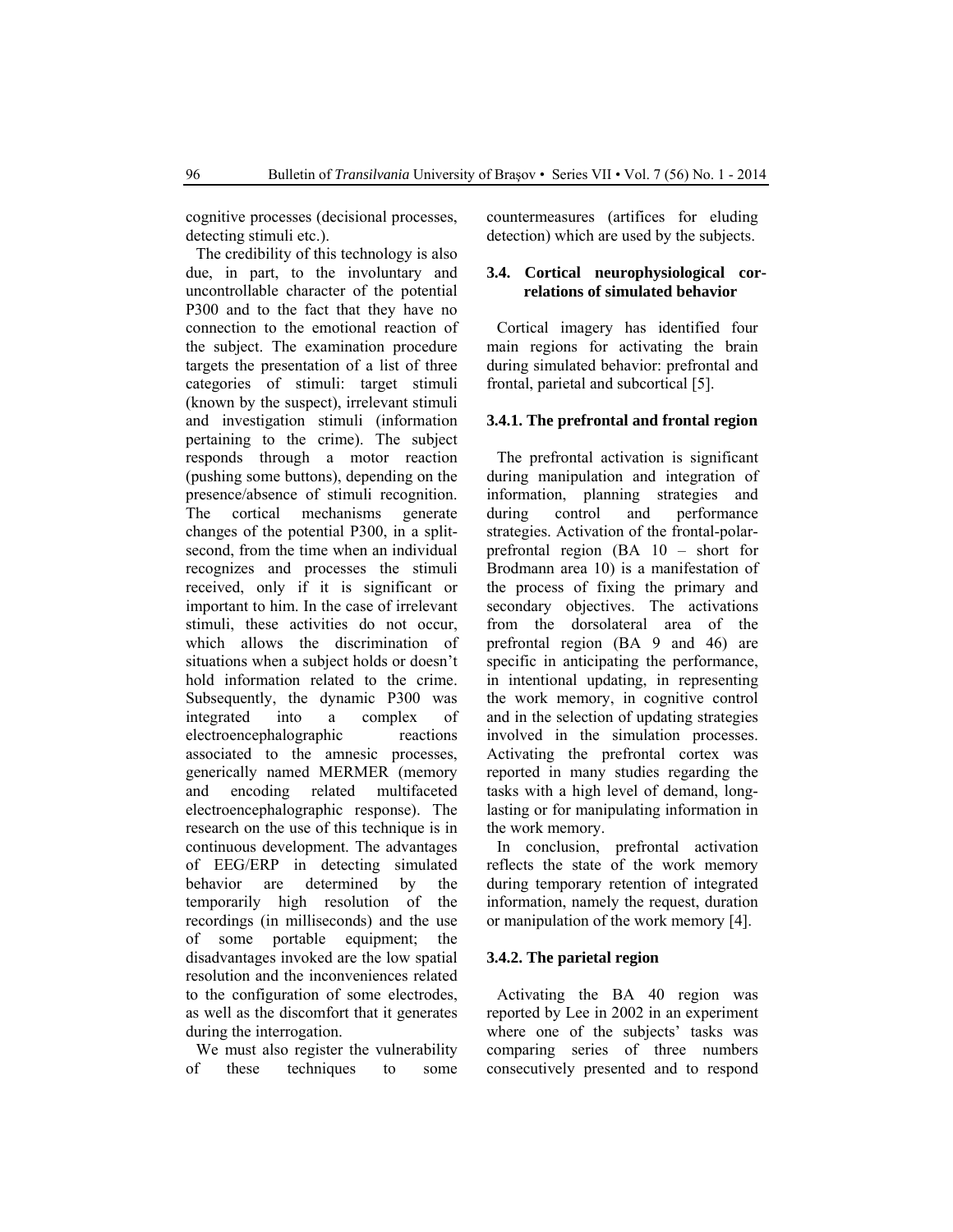cognitive processes (decisional processes, detecting stimuli etc.).

The credibility of this technology is also due, in part, to the involuntary and uncontrollable character of the potential P300 and to the fact that they have no connection to the emotional reaction of the subject. The examination procedure targets the presentation of a list of three categories of stimuli: target stimuli (known by the suspect), irrelevant stimuli and investigation stimuli (information pertaining to the crime). The subject responds through a motor reaction (pushing some buttons), depending on the presence/absence of stimuli recognition. The cortical mechanisms generate changes of the potential P300, in a split-second, from the time when an individual recognizes and processes the stimuli received, only if it is significant or important to him. In the case of irrelevant stimuli, these activities do not occur, which allows the discrimination of situations when a subject holds or doesn't hold information related to the crime. Subsequently, the dynamic P300 was integrated into a complex of electroencephalographic reactions associated to the amnesic processes, generically named MERMER (memory and encoding related multifaceted electroencephalographic response). The research on the use of this technique is in continuous development. The advantages of EEG/ERP in detecting simulated behavior are determined by the temporarily high resolution of the recordings (in milliseconds) and the use of some portable equipment; the disadvantages invoked are the low spatial resolution and the inconveniences related to the configuration of some electrodes, as well as the discomfort that it generates during the interrogation.

We must also register the vulnerability of these techniques to some countermeasures (artifices for eluding detection) which are used by the subjects.

### 3.4. Cortical neurophysiological correlations of simulated behavior

Cortical imagery has identified four main regions for activating the brain during simulated behavior: prefrontal and frontal, parietal and subcortical [5].

#### 3.4.1. The prefrontal and frontal region

The prefrontal activation is significant during manipulation and integration of information, planning strategies and during control and performance strategies. Activation of the frontal-polar-prefrontal region (BA 10 – short for Brodmann area 10) is a manifestation of the process of fixing the primary and secondary objectives. The activations from the dorsolateral area of the prefrontal region (BA 9 and 46) are specific in anticipating the performance, in intentional updating, in representing the work memory, in cognitive control and in the selection of updating strategies involved in the simulation processes. Activating the prefrontal cortex was reported in many studies regarding the tasks with a high level of demand, long-lasting or for manipulating information in the work memory.

In conclusion, prefrontal activation reflects the state of the work memory during temporary retention of integrated information, namely the request, duration or manipulation of the work memory [4].

#### 3.4.2. The parietal region

Activating the BA 40 region was reported by Lee in 2002 in an experiment where one of the subjects' tasks was comparing series of three numbers consecutively presented and to respond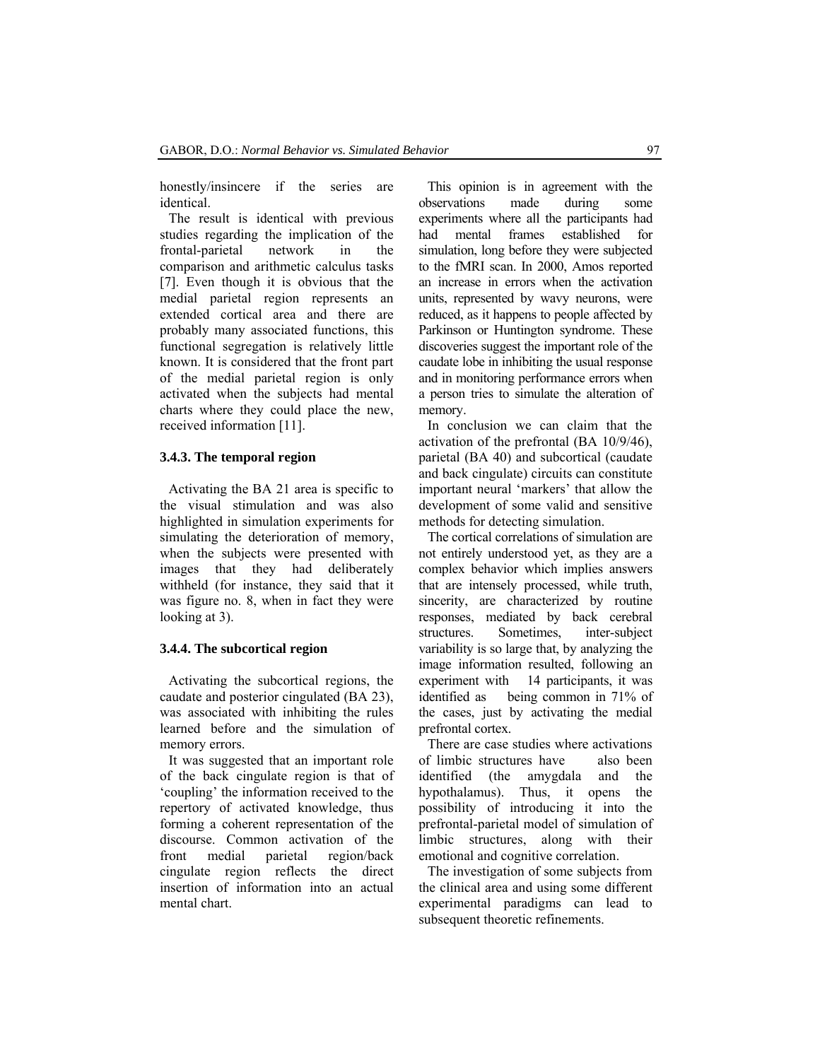honestly/insincere if the series are identical.

The result is identical with previous studies regarding the implication of the frontal-parietal network in the comparison and arithmetic calculus tasks [7]. Even though it is obvious that the medial parietal region represents an extended cortical area and there are probably many associated functions, this functional segregation is relatively little known. It is considered that the front part of the medial parietal region is only activated when the subjects had mental charts where they could place the new, received information [11].

### 3.4.3. The temporal region

Activating the BA 21 area is specific to the visual stimulation and was also highlighted in simulation experiments for simulating the deterioration of memory, when the subjects were presented with images that they had deliberately withheld (for instance, they said that it was figure no. 8, when in fact they were looking at 3).

### 3.4.4. The subcortical region

Activating the subcortical regions, the caudate and posterior cingulated (BA 23), was associated with inhibiting the rules learned before and the simulation of memory errors.

It was suggested that an important role of the back cingulate region is that of 'coupling' the information received to the repertory of activated knowledge, thus forming a coherent representation of the discourse. Common activation of the front medial parietal region/back cingulate region reflects the direct insertion of information into an actual mental chart.

This opinion is in agreement with the observations made during some experiments where all the participants had had mental frames established for simulation, long before they were subjected to the fMRI scan. In 2000, Amos reported an increase in errors when the activation units, represented by wavy neurons, were reduced, as it happens to people affected by Parkinson or Huntington syndrome. These discoveries suggest the important role of the caudate lobe in inhibiting the usual response and in monitoring performance errors when a person tries to simulate the alteration of memory.

In conclusion we can claim that the activation of the prefrontal (BA 10/9/46), parietal (BA 40) and subcortical (caudate and back cingulate) circuits can constitute important neural 'markers' that allow the development of some valid and sensitive methods for detecting simulation.

The cortical correlations of simulation are not entirely understood yet, as they are a complex behavior which implies answers that are intensely processed, while truth, sincerity, are characterized by routine responses, mediated by back cerebral structures. Sometimes, inter-subject variability is so large that, by analyzing the image information resulted, following an experiment with 14 participants, it was identified as being common in 71% of the cases, just by activating the medial prefrontal cortex.

There are case studies where activations of limbic structures have also been identified (the amygdala and the hypothalamus). Thus, it opens the possibility of introducing it into the prefrontal-parietal model of simulation of limbic structures, along with their emotional and cognitive correlation.

The investigation of some subjects from the clinical area and using some different experimental paradigms can lead to subsequent theoretic refinements.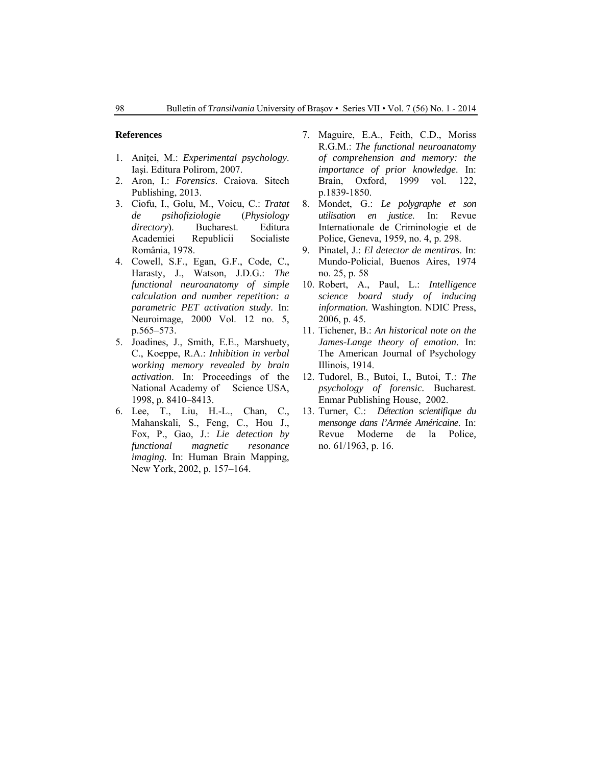**References**

1. Aniței, M.: *Experimental psychology*. Iași. Editura Polirom, 2007.
2. Aron, I.: *Forensics*. Craiova. Sitech Publishing, 2013.
3. Ciofu, I., Golu, M., Voicu, C.: *Tratat de psihofiziologie* (*Physiology directory*). Bucharest. Editura Academiei Republicii Socialiste România, 1978.
4. Cowell, S.F., Egan, G.F., Code, C., Harasty, J., Watson, J.D.G.: *The functional neuroanatomy of simple calculation and number repetition: a parametric PET activation study*. In: Neuroimage, 2000 Vol. 12 no. 5, p.565–573.
5. Joadines, J., Smith, E.E., Marshuety, C., Koeppe, R.A.: *Inhibition in verbal working memory revealed by brain activation*. In: Proceedings of the National Academy of Science USA, 1998, p. 8410–8413.
6. Lee, T., Liu, H.-L., Chan, C., Mahanskali, S., Feng, C., Hou J., Fox, P., Gao, J.: *Lie detection by functional magnetic resonance imaging.* In: Human Brain Mapping, New York, 2002, p. 157–164.
7. Maguire, E.A., Feith, C.D., Moriss R.G.M.: *The functional neuroanatomy of comprehension and memory: the importance of prior knowledge*. In: Brain, Oxford, 1999 vol. 122, p.1839-1850.
8. Mondet, G.: *Le polygraphe et son utilisation en justice.* In: Revue Internationale de Criminologie et de Police, Geneva, 1959, no. 4, p. 298.
9. Pinatel, J.: *El detector de mentiras*. In: Mundo-Policial, Buenos Aires, 1974 no. 25, p. 58
10. Robert, A., Paul, L.: *Intelligence science board study of inducing information.* Washington. NDIC Press, 2006, p. 45.
11. Tichener, B.: *An historical note on the James-Lange theory of emotion*. In: The American Journal of Psychology Illinois, 1914.
12. Tudorel, B., Butoi, I., Butoi, T.: *The psychology of forensic.* Bucharest. Enmar Publishing House, 2002.
13. Turner, C.: *Détection scientifique du mensonge dans l'Armée Américaine.* In: Revue Moderne de la Police, no. 61/1963, p. 16.